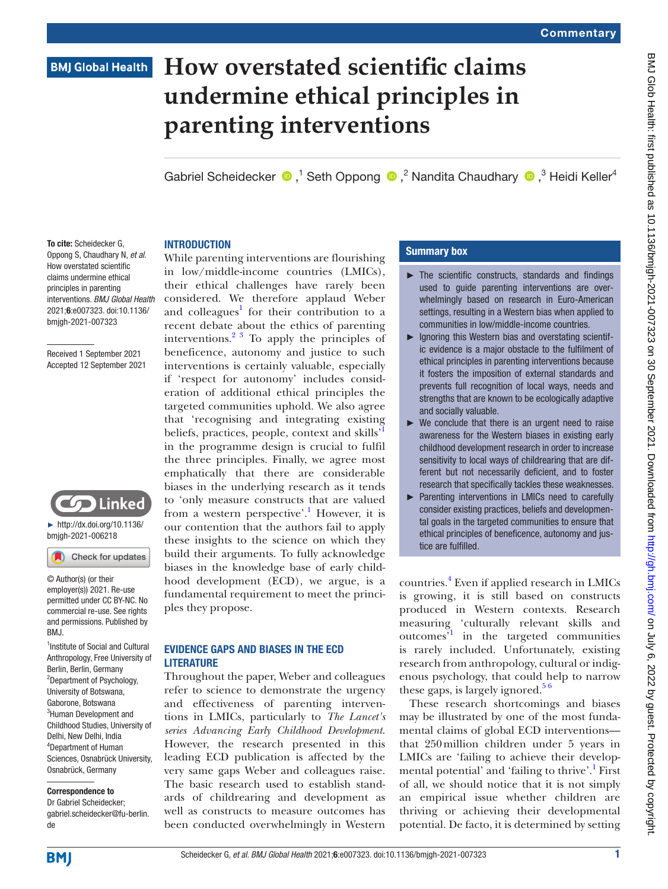# How overstated scientific claims undermine ethical principles in parenting interventions

Gabriel Scheidecker [1], Seth Oppong [2], Nandita Chaudhary [3], Heidi Keller [4]

**To cite:** Scheidecker G, Oppong S, Chaudhary N, *et al*. How overstated scientific claims undermine ethical principles in parenting interventions. *BMJ Global Health* 2021;**6**:e007323. doi:10.1136/bmjgh-2021-007323

Received 1 September 2021
Accepted 12 September 2021

► http://dx.doi.org/10.1136/bmjgh-2021-006218

© Author(s) (or their employer(s)) 2021. Re-use permitted under CC BY-NC. No commercial re-use. See rights and permissions. Published by BMJ.

[1] Institute of Social and Cultural Anthropology, Free University of Berlin, Berlin, Germany
[2] Department of Psychology, University of Botswana, Gaborone, Botswana
[3] Human Development and Childhood Studies, University of Delhi, New Delhi, India
[4] Department of Human Sciences, Osnabrück University, Osnabrück, Germany

**Correspondence to**
Dr Gabriel Scheidecker; gabriel.scheidecker@fu-berlin.de

## Summary box

- The scientific constructs, standards and findings used to guide parenting interventions are overwhelmingly based on research in Euro-American settings, resulting in a Western bias when applied to communities in low/middle-income countries.
- Ignoring this Western bias and overstating scientific evidence is a major obstacle to the fulfilment of ethical principles in parenting interventions because it fosters the imposition of external standards and prevents full recognition of local ways, needs and strengths that are known to be ecologically adaptive and socially valuable.
- We conclude that there is an urgent need to raise awareness for the Western biases in existing early childhood development research in order to increase sensitivity to local ways of childrearing that are different but not necessarily deficient, and to foster research that specifically tackles these weaknesses.
- Parenting interventions in LMICs need to carefully consider existing practices, beliefs and developmental goals in the targeted communities to ensure that ethical principles of beneficence, autonomy and justice are fulfilled.

## INTRODUCTION

While parenting interventions are flourishing in low/middle-income countries (LMICs), their ethical challenges have rarely been considered. We therefore applaud Weber and colleagues[1] for their contribution to a recent debate about the ethics of parenting interventions.[2,3] To apply the principles of beneficence, autonomy and justice to such interventions is certainly valuable, especially if 'respect for autonomy' includes consideration of additional ethical principles the targeted communities uphold. We also agree that 'recognising and integrating existing beliefs, practices, people, context and skills'[1] in the programme design is crucial to fulfil the three principles. Finally, we agree most emphatically that there are considerable biases in the underlying research as it tends to 'only measure constructs that are valued from a western perspective'.[1] However, it is our contention that the authors fail to apply these insights to the science on which they build their arguments. To fully acknowledge biases in the knowledge base of early childhood development (ECD), we argue, is a fundamental requirement to meet the principles they propose.

## EVIDENCE GAPS AND BIASES IN THE ECD LITERATURE

Throughout the paper, Weber and colleagues refer to science to demonstrate the urgency and effectiveness of parenting interventions in LMICs, particularly to *The Lancet's* series *Advancing Early Childhood Development*. However, the research presented in this leading ECD publication is affected by the very same gaps Weber and colleagues raise. The basic research used to establish standards of childrearing and development as well as constructs to measure outcomes has been conducted overwhelmingly in Western countries.[4] Even if applied research in LMICs is growing, it is still based on constructs produced in Western contexts. Research measuring 'culturally relevant skills and outcomes'[1] in the targeted communities is rarely included. Unfortunately, existing research from anthropology, cultural or indigenous psychology, that could help to narrow these gaps, is largely ignored.[5,6]

These research shortcomings and biases may be illustrated by one of the most fundamental claims of global ECD interventions—that 250 million children under 5 years in LMICs are 'failing to achieve their developmental potential' and 'failing to thrive'.[1] First of all, we should notice that it is not simply an empirical issue whether children are thriving or achieving their developmental potential. De facto, it is determined by setting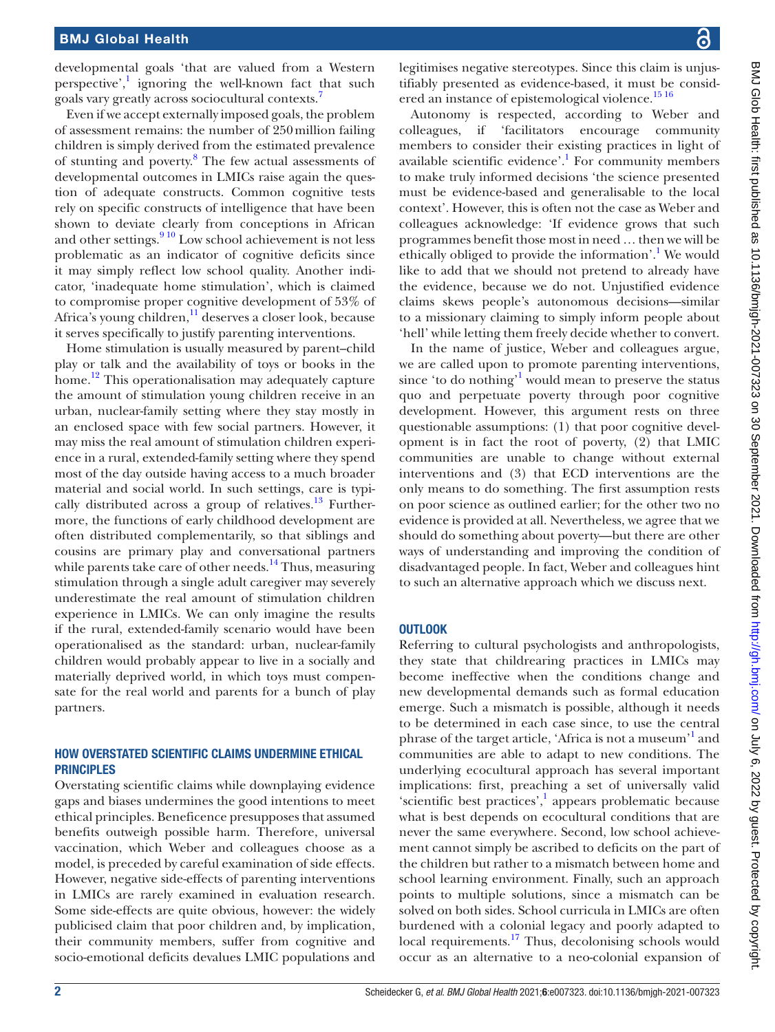developmental goals 'that are valued from a Western perspective',[1] ignoring the well-known fact that such goals vary greatly across sociocultural contexts.[7]

Even if we accept externally imposed goals, the problem of assessment remains: the number of 250 million failing children is simply derived from the estimated prevalence of stunting and poverty.[8] The few actual assessments of developmental outcomes in LMICs raise again the question of adequate constructs. Common cognitive tests rely on specific constructs of intelligence that have been shown to deviate clearly from conceptions in African and other settings.[9,10] Low school achievement is not less problematic as an indicator of cognitive deficits since it may simply reflect low school quality. Another indicator, 'inadequate home stimulation', which is claimed to compromise proper cognitive development of 53% of Africa's young children,[11] deserves a closer look, because it serves specifically to justify parenting interventions.

Home stimulation is usually measured by parent–child play or talk and the availability of toys or books in the home.[12] This operationalisation may adequately capture the amount of stimulation young children receive in an urban, nuclear-family setting where they stay mostly in an enclosed space with few social partners. However, it may miss the real amount of stimulation children experience in a rural, extended-family setting where they spend most of the day outside having access to a much broader material and social world. In such settings, care is typically distributed across a group of relatives.[13] Furthermore, the functions of early childhood development are often distributed complementarily, so that siblings and cousins are primary play and conversational partners while parents take care of other needs.[14] Thus, measuring stimulation through a single adult caregiver may severely underestimate the real amount of stimulation children experience in LMICs. We can only imagine the results if the rural, extended-family scenario would have been operationalised as the standard: urban, nuclear-family children would probably appear to live in a socially and materially deprived world, in which toys must compensate for the real world and parents for a bunch of play partners.

## HOW OVERSTATED SCIENTIFIC CLAIMS UNDERMINE ETHICAL PRINCIPLES

Overstating scientific claims while downplaying evidence gaps and biases undermines the good intentions to meet ethical principles. Beneficence presupposes that assumed benefits outweigh possible harm. Therefore, universal vaccination, which Weber and colleagues choose as a model, is preceded by careful examination of side effects. However, negative side-effects of parenting interventions in LMICs are rarely examined in evaluation research. Some side-effects are quite obvious, however: the widely publicised claim that poor children and, by implication, their community members, suffer from cognitive and socio-emotional deficits devalues LMIC populations and legitimises negative stereotypes. Since this claim is unjustifiably presented as evidence-based, it must be considered an instance of epistemological violence.[15,16]

Autonomy is respected, according to Weber and colleagues, if 'facilitators encourage community members to consider their existing practices in light of available scientific evidence'.[1] For community members to make truly informed decisions 'the science presented must be evidence-based and generalisable to the local context'. However, this is often not the case as Weber and colleagues acknowledge: 'If evidence grows that such programmes benefit those most in need … then we will be ethically obliged to provide the information'.[1] We would like to add that we should not pretend to already have the evidence, because we do not. Unjustified evidence claims skews people's autonomous decisions—similar to a missionary claiming to simply inform people about 'hell' while letting them freely decide whether to convert.

In the name of justice, Weber and colleagues argue, we are called upon to promote parenting interventions, since 'to do nothing'[1] would mean to preserve the status quo and perpetuate poverty through poor cognitive development. However, this argument rests on three questionable assumptions: (1) that poor cognitive development is in fact the root of poverty, (2) that LMIC communities are unable to change without external interventions and (3) that ECD interventions are the only means to do something. The first assumption rests on poor science as outlined earlier; for the other two no evidence is provided at all. Nevertheless, we agree that we should do something about poverty—but there are other ways of understanding and improving the condition of disadvantaged people. In fact, Weber and colleagues hint to such an alternative approach which we discuss next.

## OUTLOOK

Referring to cultural psychologists and anthropologists, they state that childrearing practices in LMICs may become ineffective when the conditions change and new developmental demands such as formal education emerge. Such a mismatch is possible, although it needs to be determined in each case since, to use the central phrase of the target article, 'Africa is not a museum'[1] and communities are able to adapt to new conditions. The underlying ecocultural approach has several important implications: first, preaching a set of universally valid 'scientific best practices',[1] appears problematic because what is best depends on ecocultural conditions that are never the same everywhere. Second, low school achievement cannot simply be ascribed to deficits on the part of the children but rather to a mismatch between home and school learning environment. Finally, such an approach points to multiple solutions, since a mismatch can be solved on both sides. School curricula in LMICs are often burdened with a colonial legacy and poorly adapted to local requirements.[17] Thus, decolonising schools would occur as an alternative to a neo-colonial expansion of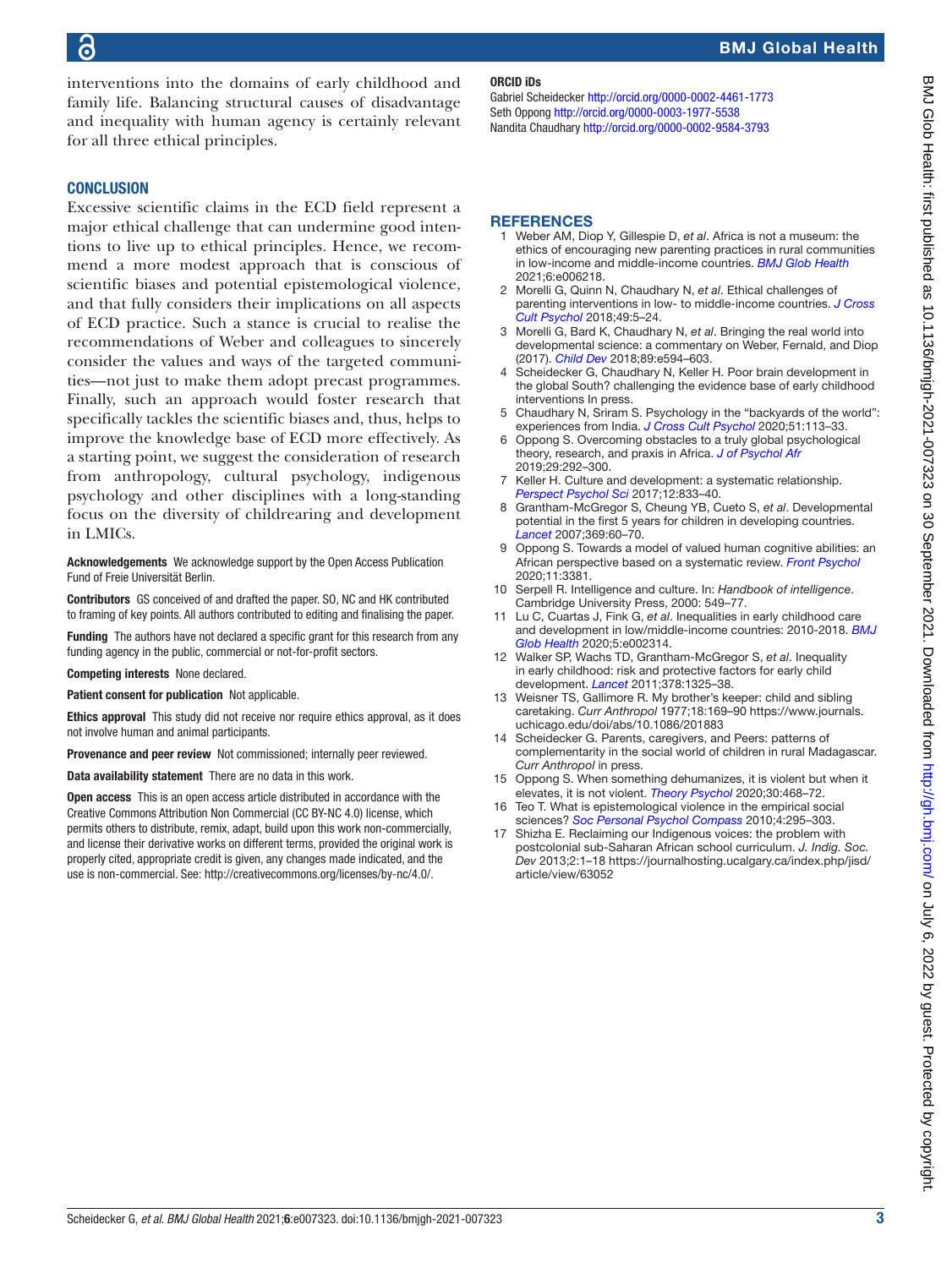interventions into the domains of early childhood and family life. Balancing structural causes of disadvantage and inequality with human agency is certainly relevant for all three ethical principles.

## CONCLUSION

Excessive scientific claims in the ECD field represent a major ethical challenge that can undermine good intentions to live up to ethical principles. Hence, we recommend a more modest approach that is conscious of scientific biases and potential epistemological violence, and that fully considers their implications on all aspects of ECD practice. Such a stance is crucial to realise the recommendations of Weber and colleagues to sincerely consider the values and ways of the targeted communities—not just to make them adopt precast programmes. Finally, such an approach would foster research that specifically tackles the scientific biases and, thus, helps to improve the knowledge base of ECD more effectively. As a starting point, we suggest the consideration of research from anthropology, cultural psychology, indigenous psychology and other disciplines with a long-standing focus on the diversity of childrearing and development in LMICs.

**Acknowledgements** We acknowledge support by the Open Access Publication Fund of Freie Universität Berlin.

**Contributors** GS conceived of and drafted the paper. SO, NC and HK contributed to framing of key points. All authors contributed to editing and finalising the paper.

**Funding** The authors have not declared a specific grant for this research from any funding agency in the public, commercial or not-for-profit sectors.

**Competing interests** None declared.

**Patient consent for publication** Not applicable.

**Ethics approval** This study did not receive nor require ethics approval, as it does not involve human and animal participants.

**Provenance and peer review** Not commissioned; internally peer reviewed.

**Data availability statement** There are no data in this work.

**Open access** This is an open access article distributed in accordance with the Creative Commons Attribution Non Commercial (CC BY-NC 4.0) license, which permits others to distribute, remix, adapt, build upon this work non-commercially, and license their derivative works on different terms, provided the original work is properly cited, appropriate credit is given, any changes made indicated, and the use is non-commercial. See: http://creativecommons.org/licenses/by-nc/4.0/.

**ORCID iDs**

Gabriel Scheidecker http://orcid.org/0000-0002-4461-1773
Seth Oppong http://orcid.org/0000-0003-1977-5538
Nandita Chaudhary http://orcid.org/0000-0002-9584-3793

## REFERENCES

1. Weber AM, Diop Y, Gillespie D, *et al*. Africa is not a museum: the ethics of encouraging new parenting practices in rural communities in low-income and middle-income countries. *BMJ Glob Health* 2021;6:e006218.
2. Morelli G, Quinn N, Chaudhary N, *et al*. Ethical challenges of parenting interventions in low- to middle-income countries. *J Cross Cult Psychol* 2018;49:5–24.
3. Morelli G, Bard K, Chaudhary N, *et al*. Bringing the real world into developmental science: a commentary on Weber, Fernald, and Diop (2017). *Child Dev* 2018;89:e594–603.
4. Scheidecker G, Chaudhary N, Keller H. Poor brain development in the global South? challenging the evidence base of early childhood interventions In press.
5. Chaudhary N, Sriram S. Psychology in the "backyards of the world": experiences from India. *J Cross Cult Psychol* 2020;51:113–33.
6. Oppong S. Overcoming obstacles to a truly global psychological theory, research, and praxis in Africa. *J of Psychol Afr* 2019;29:292–300.
7. Keller H. Culture and development: a systematic relationship. *Perspect Psychol Sci* 2017;12:833–40.
8. Grantham-McGregor S, Cheung YB, Cueto S, *et al*. Developmental potential in the first 5 years for children in developing countries. *Lancet* 2007;369:60–70.
9. Oppong S. Towards a model of valued human cognitive abilities: an African perspective based on a systematic review. *Front Psychol* 2020;11:3381.
10. Serpell R. Intelligence and culture. In: *Handbook of intelligence*. Cambridge University Press, 2000: 549–77.
11. Lu C, Cuartas J, Fink G, *et al*. Inequalities in early childhood care and development in low/middle-income countries: 2010-2018. *BMJ Glob Health* 2020;5:e002314.
12. Walker SP, Wachs TD, Grantham-McGregor S, *et al*. Inequality in early childhood: risk and protective factors for early child development. *Lancet* 2011;378:1325–38.
13. Weisner TS, Gallimore R. My brother's keeper: child and sibling caretaking. *Curr Anthropol* 1977;18:169–90 https://www.journals.uchicago.edu/doi/abs/10.1086/201883
14. Scheidecker G. Parents, caregivers, and Peers: patterns of complementarity in the social world of children in rural Madagascar. *Curr Anthropol* in press.
15. Oppong S. When something dehumanizes, it is violent but when it elevates, it is not violent. *Theory Psychol* 2020;30:468–72.
16. Teo T. What is epistemological violence in the empirical social sciences? *Soc Personal Psychol Compass* 2010;4:295–303.
17. Shizha E. Reclaiming our Indigenous voices: the problem with postcolonial sub-Saharan African school curriculum. *J. Indig. Soc. Dev* 2013;2:1–18 https://journalhosting.ucalgary.ca/index.php/jisd/article/view/63052